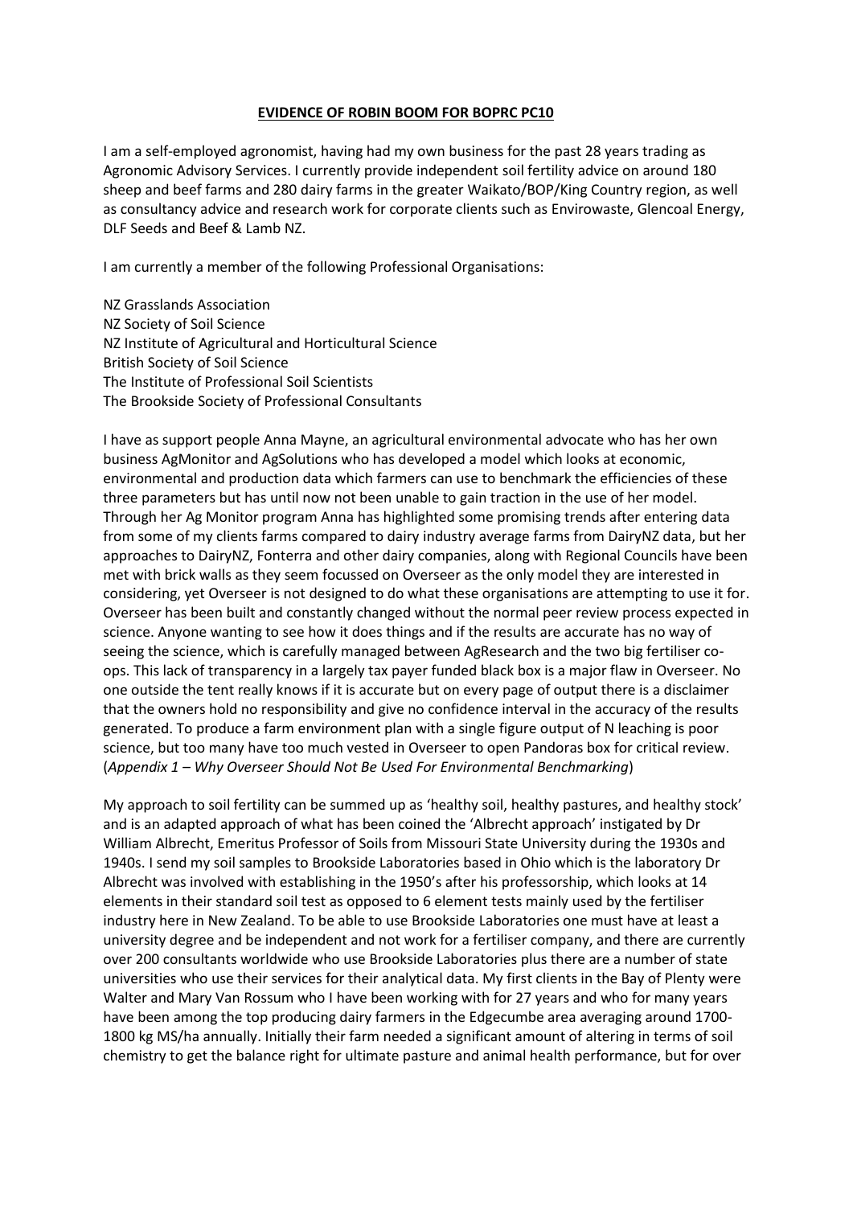**EVIDENCE OF ROBIN BOOM FOR BOPRC PC10**

I am a self-employed agronomist, having had my own business for the past 28 years trading as Agronomic Advisory Services. I currently provide independent soil fertility advice on around 180 sheep and beef farms and 280 dairy farms in the greater Waikato/BOP/King Country region, as well as consultancy advice and research work for corporate clients such as Envirowaste, Glencoal Energy, DLF Seeds and Beef & Lamb NZ.

I am currently a member of the following Professional Organisations:

NZ Grasslands Association
NZ Society of Soil Science
NZ Institute of Agricultural and Horticultural Science
British Society of Soil Science
The Institute of Professional Soil Scientists
The Brookside Society of Professional Consultants

I have as support people Anna Mayne, an agricultural environmental advocate who has her own business AgMonitor and AgSolutions who has developed a model which looks at economic, environmental and production data which farmers can use to benchmark the efficiencies of these three parameters but has until now not been unable to gain traction in the use of her model. Through her Ag Monitor program Anna has highlighted some promising trends after entering data from some of my clients farms compared to dairy industry average farms from DairyNZ data, but her approaches to DairyNZ, Fonterra and other dairy companies, along with Regional Councils have been met with brick walls as they seem focussed on Overseer as the only model they are interested in considering, yet Overseer is not designed to do what these organisations are attempting to use it for. Overseer has been built and constantly changed without the normal peer review process expected in science. Anyone wanting to see how it does things and if the results are accurate has no way of seeing the science, which is carefully managed between AgResearch and the two big fertiliser co-ops. This lack of transparency in a largely tax payer funded black box is a major flaw in Overseer. No one outside the tent really knows if it is accurate but on every page of output there is a disclaimer that the owners hold no responsibility and give no confidence interval in the accuracy of the results generated. To produce a farm environment plan with a single figure output of N leaching is poor science, but too many have too much vested in Overseer to open Pandoras box for critical review. (*Appendix 1 – Why Overseer Should Not Be Used For Environmental Benchmarking*)

My approach to soil fertility can be summed up as 'healthy soil, healthy pastures, and healthy stock' and is an adapted approach of what has been coined the 'Albrecht approach' instigated by Dr William Albrecht, Emeritus Professor of Soils from Missouri State University during the 1930s and 1940s. I send my soil samples to Brookside Laboratories based in Ohio which is the laboratory Dr Albrecht was involved with establishing in the 1950's after his professorship, which looks at 14 elements in their standard soil test as opposed to 6 element tests mainly used by the fertiliser industry here in New Zealand. To be able to use Brookside Laboratories one must have at least a university degree and be independent and not work for a fertiliser company, and there are currently over 200 consultants worldwide who use Brookside Laboratories plus there are a number of state universities who use their services for their analytical data. My first clients in the Bay of Plenty were Walter and Mary Van Rossum who I have been working with for 27 years and who for many years have been among the top producing dairy farmers in the Edgecumbe area averaging around 1700-1800 kg MS/ha annually. Initially their farm needed a significant amount of altering in terms of soil chemistry to get the balance right for ultimate pasture and animal health performance, but for over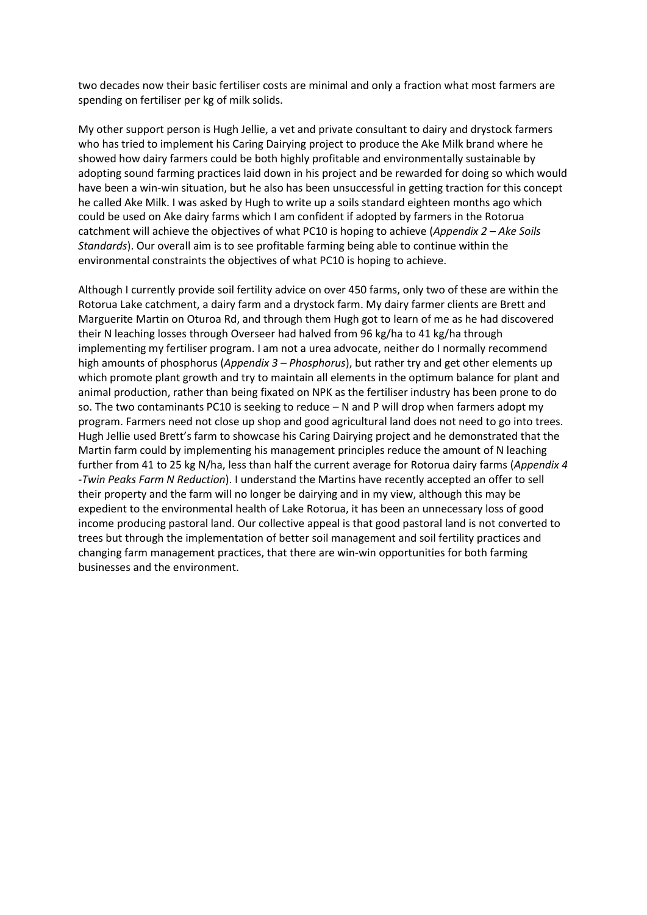two decades now their basic fertiliser costs are minimal and only a fraction what most farmers are spending on fertiliser per kg of milk solids.

My other support person is Hugh Jellie, a vet and private consultant to dairy and drystock farmers who has tried to implement his Caring Dairying project to produce the Ake Milk brand where he showed how dairy farmers could be both highly profitable and environmentally sustainable by adopting sound farming practices laid down in his project and be rewarded for doing so which would have been a win-win situation, but he also has been unsuccessful in getting traction for this concept he called Ake Milk. I was asked by Hugh to write up a soils standard eighteen months ago which could be used on Ake dairy farms which I am confident if adopted by farmers in the Rotorua catchment will achieve the objectives of what PC10 is hoping to achieve (*Appendix 2 – Ake Soils Standards*). Our overall aim is to see profitable farming being able to continue within the environmental constraints the objectives of what PC10 is hoping to achieve.

Although I currently provide soil fertility advice on over 450 farms, only two of these are within the Rotorua Lake catchment, a dairy farm and a drystock farm. My dairy farmer clients are Brett and Marguerite Martin on Oturoa Rd, and through them Hugh got to learn of me as he had discovered their N leaching losses through Overseer had halved from 96 kg/ha to 41 kg/ha through implementing my fertiliser program. I am not a urea advocate, neither do I normally recommend high amounts of phosphorus (*Appendix 3 – Phosphorus*), but rather try and get other elements up which promote plant growth and try to maintain all elements in the optimum balance for plant and animal production, rather than being fixated on NPK as the fertiliser industry has been prone to do so. The two contaminants PC10 is seeking to reduce – N and P will drop when farmers adopt my program. Farmers need not close up shop and good agricultural land does not need to go into trees. Hugh Jellie used Brett's farm to showcase his Caring Dairying project and he demonstrated that the Martin farm could by implementing his management principles reduce the amount of N leaching further from 41 to 25 kg N/ha, less than half the current average for Rotorua dairy farms (*Appendix 4 -Twin Peaks Farm N Reduction*). I understand the Martins have recently accepted an offer to sell their property and the farm will no longer be dairying and in my view, although this may be expedient to the environmental health of Lake Rotorua, it has been an unnecessary loss of good income producing pastoral land. Our collective appeal is that good pastoral land is not converted to trees but through the implementation of better soil management and soil fertility practices and changing farm management practices, that there are win-win opportunities for both farming businesses and the environment.